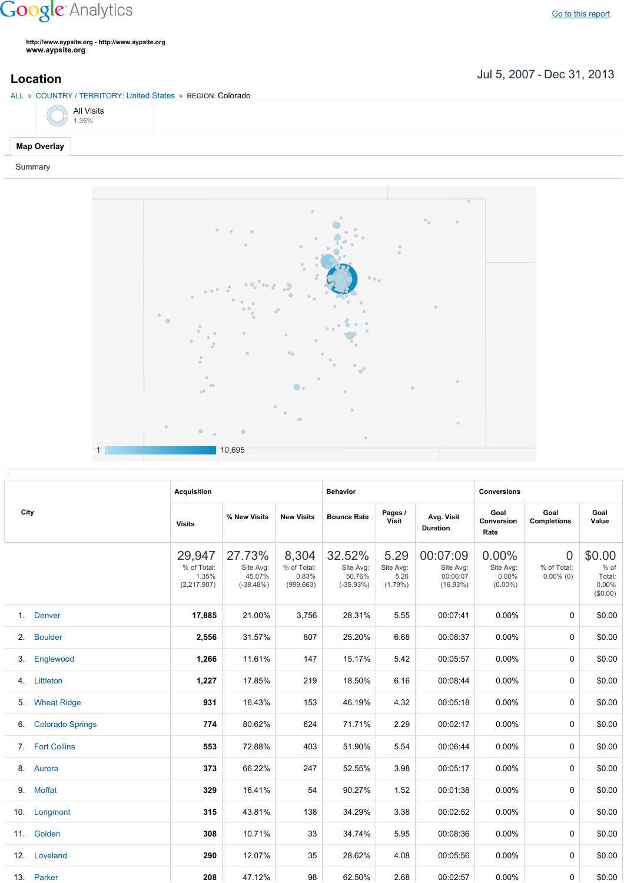Google Analytics

Go to this report

**http://www.aypsite.org - http://www.aypsite.org**
**www.aypsite.org**

## Location

Jul 5, 2007 - Dec 31, 2013

ALL » COUNTRY / TERRITORY: United States » REGION: Colorado

All Visits
1.35%

**Map Overlay**

Summary

1 10,695

| City | Acquisition | | | Behavior | | | Conversions | | |
|---|---|---|---|---|---|---|---|---|---|
| | Visits | % New Visits | New Visits | Bounce Rate | Pages / Visit | Avg. Visit Duration | Goal Conversion Rate | Goal Completions | Goal Value |
| | 29,947 % of Total: 1.35% (2,217,907) | 27.73% Site Avg: 45.07% (-38.48%) | 8,304 % of Total: 0.83% (999,663) | 32.52% Site Avg: 50.76% (-35.93%) | 5.29 Site Avg: 5.20 (1.79%) | 00:07:09 Site Avg: 00:06:07 (16.93%) | 0.00% Site Avg: 0.00% (0.00%) | 0 % of Total: 0.00% (0) | $0.00 % of Total: 0.00% ($0.00) |
| 1. Denver | **17,885** | 21.00% | 3,756 | 28.31% | 5.55 | 00:07:41 | 0.00% | 0 | $0.00 |
| 2. Boulder | **2,556** | 31.57% | 807 | 25.20% | 6.68 | 00:08:37 | 0.00% | 0 | $0.00 |
| 3. Englewood | **1,266** | 11.61% | 147 | 15.17% | 5.42 | 00:05:57 | 0.00% | 0 | $0.00 |
| 4. Littleton | **1,227** | 17.85% | 219 | 18.50% | 6.16 | 00:08:44 | 0.00% | 0 | $0.00 |
| 5. Wheat Ridge | **931** | 16.43% | 153 | 46.19% | 4.32 | 00:05:18 | 0.00% | 0 | $0.00 |
| 6. Colorado Springs | **774** | 80.62% | 624 | 71.71% | 2.29 | 00:02:17 | 0.00% | 0 | $0.00 |
| 7. Fort Collins | **553** | 72.88% | 403 | 51.90% | 5.54 | 00:06:44 | 0.00% | 0 | $0.00 |
| 8. Aurora | **373** | 66.22% | 247 | 52.55% | 3.98 | 00:05:17 | 0.00% | 0 | $0.00 |
| 9. Moffat | **329** | 16.41% | 54 | 90.27% | 1.52 | 00:01:38 | 0.00% | 0 | $0.00 |
| 10. Longmont | **315** | 43.81% | 138 | 34.29% | 3.38 | 00:02:52 | 0.00% | 0 | $0.00 |
| 11. Golden | **308** | 10.71% | 33 | 34.74% | 5.95 | 00:08:36 | 0.00% | 0 | $0.00 |
| 12. Loveland | **290** | 12.07% | 35 | 28.62% | 4.08 | 00:05:56 | 0.00% | 0 | $0.00 |
| 13. Parker | **208** | 47.12% | 98 | 62.50% | 2.68 | 00:02:57 | 0.00% | 0 | $0.00 |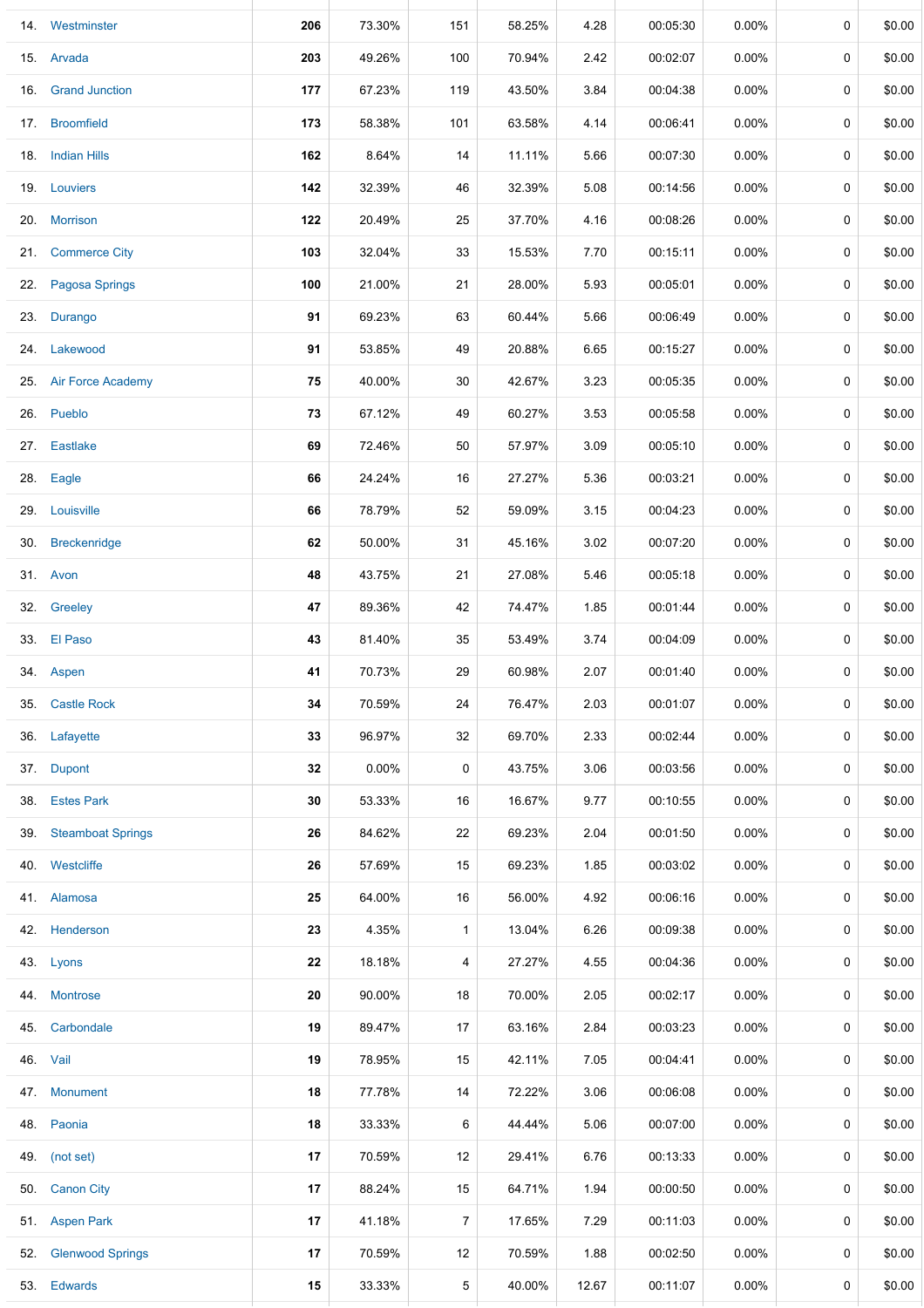| | | | | | | | | | | |
|---|---|---|---|---|---|---|---|---|---|---|
| 14. | Westminster | **206** | 73.30% | 151 | 58.25% | 4.28 | 00:05:30 | 0.00% | 0 | $0.00 |
| 15. | Arvada | **203** | 49.26% | 100 | 70.94% | 2.42 | 00:02:07 | 0.00% | 0 | $0.00 |
| 16. | Grand Junction | **177** | 67.23% | 119 | 43.50% | 3.84 | 00:04:38 | 0.00% | 0 | $0.00 |
| 17. | Broomfield | **173** | 58.38% | 101 | 63.58% | 4.14 | 00:06:41 | 0.00% | 0 | $0.00 |
| 18. | Indian Hills | **162** | 8.64% | 14 | 11.11% | 5.66 | 00:07:30 | 0.00% | 0 | $0.00 |
| 19. | Louviers | **142** | 32.39% | 46 | 32.39% | 5.08 | 00:14:56 | 0.00% | 0 | $0.00 |
| 20. | Morrison | **122** | 20.49% | 25 | 37.70% | 4.16 | 00:08:26 | 0.00% | 0 | $0.00 |
| 21. | Commerce City | **103** | 32.04% | 33 | 15.53% | 7.70 | 00:15:11 | 0.00% | 0 | $0.00 |
| 22. | Pagosa Springs | **100** | 21.00% | 21 | 28.00% | 5.93 | 00:05:01 | 0.00% | 0 | $0.00 |
| 23. | Durango | **91** | 69.23% | 63 | 60.44% | 5.66 | 00:06:49 | 0.00% | 0 | $0.00 |
| 24. | Lakewood | **91** | 53.85% | 49 | 20.88% | 6.65 | 00:15:27 | 0.00% | 0 | $0.00 |
| 25. | Air Force Academy | **75** | 40.00% | 30 | 42.67% | 3.23 | 00:05:35 | 0.00% | 0 | $0.00 |
| 26. | Pueblo | **73** | 67.12% | 49 | 60.27% | 3.53 | 00:05:58 | 0.00% | 0 | $0.00 |
| 27. | Eastlake | **69** | 72.46% | 50 | 57.97% | 3.09 | 00:05:10 | 0.00% | 0 | $0.00 |
| 28. | Eagle | **66** | 24.24% | 16 | 27.27% | 5.36 | 00:03:21 | 0.00% | 0 | $0.00 |
| 29. | Louisville | **66** | 78.79% | 52 | 59.09% | 3.15 | 00:04:23 | 0.00% | 0 | $0.00 |
| 30. | Breckenridge | **62** | 50.00% | 31 | 45.16% | 3.02 | 00:07:20 | 0.00% | 0 | $0.00 |
| 31. | Avon | **48** | 43.75% | 21 | 27.08% | 5.46 | 00:05:18 | 0.00% | 0 | $0.00 |
| 32. | Greeley | **47** | 89.36% | 42 | 74.47% | 1.85 | 00:01:44 | 0.00% | 0 | $0.00 |
| 33. | El Paso | **43** | 81.40% | 35 | 53.49% | 3.74 | 00:04:09 | 0.00% | 0 | $0.00 |
| 34. | Aspen | **41** | 70.73% | 29 | 60.98% | 2.07 | 00:01:40 | 0.00% | 0 | $0.00 |
| 35. | Castle Rock | **34** | 70.59% | 24 | 76.47% | 2.03 | 00:01:07 | 0.00% | 0 | $0.00 |
| 36. | Lafayette | **33** | 96.97% | 32 | 69.70% | 2.33 | 00:02:44 | 0.00% | 0 | $0.00 |
| 37. | Dupont | **32** | 0.00% | 0 | 43.75% | 3.06 | 00:03:56 | 0.00% | 0 | $0.00 |
| 38. | Estes Park | **30** | 53.33% | 16 | 16.67% | 9.77 | 00:10:55 | 0.00% | 0 | $0.00 |
| 39. | Steamboat Springs | **26** | 84.62% | 22 | 69.23% | 2.04 | 00:01:50 | 0.00% | 0 | $0.00 |
| 40. | Westcliffe | **26** | 57.69% | 15 | 69.23% | 1.85 | 00:03:02 | 0.00% | 0 | $0.00 |
| 41. | Alamosa | **25** | 64.00% | 16 | 56.00% | 4.92 | 00:06:16 | 0.00% | 0 | $0.00 |
| 42. | Henderson | **23** | 4.35% | 1 | 13.04% | 6.26 | 00:09:38 | 0.00% | 0 | $0.00 |
| 43. | Lyons | **22** | 18.18% | 4 | 27.27% | 4.55 | 00:04:36 | 0.00% | 0 | $0.00 |
| 44. | Montrose | **20** | 90.00% | 18 | 70.00% | 2.05 | 00:02:17 | 0.00% | 0 | $0.00 |
| 45. | Carbondale | **19** | 89.47% | 17 | 63.16% | 2.84 | 00:03:23 | 0.00% | 0 | $0.00 |
| 46. | Vail | **19** | 78.95% | 15 | 42.11% | 7.05 | 00:04:41 | 0.00% | 0 | $0.00 |
| 47. | Monument | **18** | 77.78% | 14 | 72.22% | 3.06 | 00:06:08 | 0.00% | 0 | $0.00 |
| 48. | Paonia | **18** | 33.33% | 6 | 44.44% | 5.06 | 00:07:00 | 0.00% | 0 | $0.00 |
| 49. | (not set) | **17** | 70.59% | 12 | 29.41% | 6.76 | 00:13:33 | 0.00% | 0 | $0.00 |
| 50. | Canon City | **17** | 88.24% | 15 | 64.71% | 1.94 | 00:00:50 | 0.00% | 0 | $0.00 |
| 51. | Aspen Park | **17** | 41.18% | 7 | 17.65% | 7.29 | 00:11:03 | 0.00% | 0 | $0.00 |
| 52. | Glenwood Springs | **17** | 70.59% | 12 | 70.59% | 1.88 | 00:02:50 | 0.00% | 0 | $0.00 |
| 53. | Edwards | **15** | 33.33% | 5 | 40.00% | 12.67 | 00:11:07 | 0.00% | 0 | $0.00 |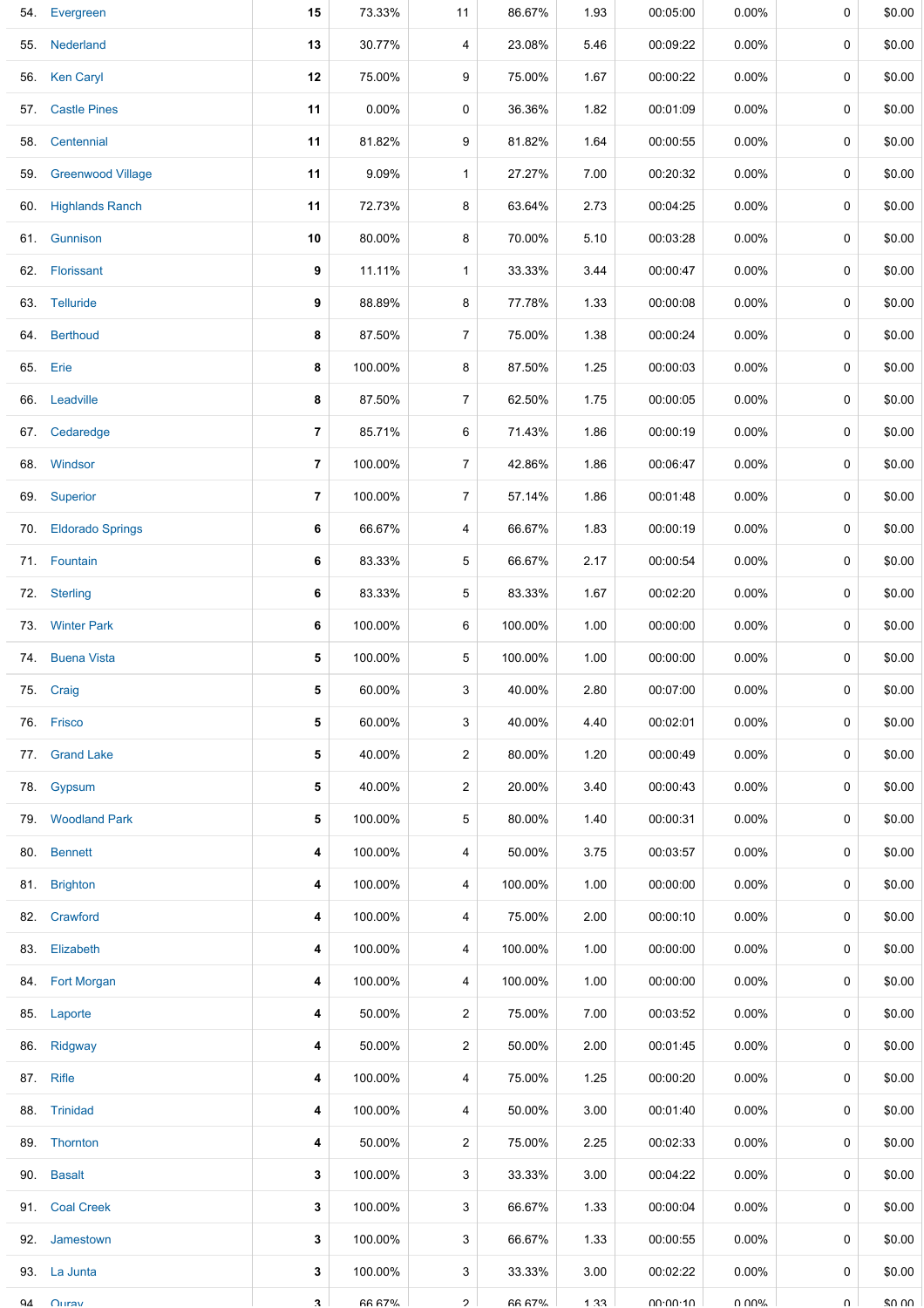| | | | | | | | | | |
|---|---|---|---|---|---|---|---|---|---|
| 54. | Evergreen | **15** | 73.33% | 11 | 86.67% | 1.93 | 00:05:00 | 0.00% | 0 | $0.00 |
| 55. | Nederland | **13** | 30.77% | 4 | 23.08% | 5.46 | 00:09:22 | 0.00% | 0 | $0.00 |
| 56. | Ken Caryl | **12** | 75.00% | 9 | 75.00% | 1.67 | 00:00:22 | 0.00% | 0 | $0.00 |
| 57. | Castle Pines | **11** | 0.00% | 0 | 36.36% | 1.82 | 00:01:09 | 0.00% | 0 | $0.00 |
| 58. | Centennial | **11** | 81.82% | 9 | 81.82% | 1.64 | 00:00:55 | 0.00% | 0 | $0.00 |
| 59. | Greenwood Village | **11** | 9.09% | 1 | 27.27% | 7.00 | 00:20:32 | 0.00% | 0 | $0.00 |
| 60. | Highlands Ranch | **11** | 72.73% | 8 | 63.64% | 2.73 | 00:04:25 | 0.00% | 0 | $0.00 |
| 61. | Gunnison | **10** | 80.00% | 8 | 70.00% | 5.10 | 00:03:28 | 0.00% | 0 | $0.00 |
| 62. | Florissant | **9** | 11.11% | 1 | 33.33% | 3.44 | 00:00:47 | 0.00% | 0 | $0.00 |
| 63. | Telluride | **9** | 88.89% | 8 | 77.78% | 1.33 | 00:00:08 | 0.00% | 0 | $0.00 |
| 64. | Berthoud | **8** | 87.50% | 7 | 75.00% | 1.38 | 00:00:24 | 0.00% | 0 | $0.00 |
| 65. | Erie | **8** | 100.00% | 8 | 87.50% | 1.25 | 00:00:03 | 0.00% | 0 | $0.00 |
| 66. | Leadville | **8** | 87.50% | 7 | 62.50% | 1.75 | 00:00:05 | 0.00% | 0 | $0.00 |
| 67. | Cedaredge | **7** | 85.71% | 6 | 71.43% | 1.86 | 00:00:19 | 0.00% | 0 | $0.00 |
| 68. | Windsor | **7** | 100.00% | 7 | 42.86% | 1.86 | 00:06:47 | 0.00% | 0 | $0.00 |
| 69. | Superior | **7** | 100.00% | 7 | 57.14% | 1.86 | 00:01:48 | 0.00% | 0 | $0.00 |
| 70. | Eldorado Springs | **6** | 66.67% | 4 | 66.67% | 1.83 | 00:00:19 | 0.00% | 0 | $0.00 |
| 71. | Fountain | **6** | 83.33% | 5 | 66.67% | 2.17 | 00:00:54 | 0.00% | 0 | $0.00 |
| 72. | Sterling | **6** | 83.33% | 5 | 83.33% | 1.67 | 00:02:20 | 0.00% | 0 | $0.00 |
| 73. | Winter Park | **6** | 100.00% | 6 | 100.00% | 1.00 | 00:00:00 | 0.00% | 0 | $0.00 |
| 74. | Buena Vista | **5** | 100.00% | 5 | 100.00% | 1.00 | 00:00:00 | 0.00% | 0 | $0.00 |
| 75. | Craig | **5** | 60.00% | 3 | 40.00% | 2.80 | 00:07:00 | 0.00% | 0 | $0.00 |
| 76. | Frisco | **5** | 60.00% | 3 | 40.00% | 4.40 | 00:02:01 | 0.00% | 0 | $0.00 |
| 77. | Grand Lake | **5** | 40.00% | 2 | 80.00% | 1.20 | 00:00:49 | 0.00% | 0 | $0.00 |
| 78. | Gypsum | **5** | 40.00% | 2 | 20.00% | 3.40 | 00:00:43 | 0.00% | 0 | $0.00 |
| 79. | Woodland Park | **5** | 100.00% | 5 | 80.00% | 1.40 | 00:00:31 | 0.00% | 0 | $0.00 |
| 80. | Bennett | **4** | 100.00% | 4 | 50.00% | 3.75 | 00:03:57 | 0.00% | 0 | $0.00 |
| 81. | Brighton | **4** | 100.00% | 4 | 100.00% | 1.00 | 00:00:00 | 0.00% | 0 | $0.00 |
| 82. | Crawford | **4** | 100.00% | 4 | 75.00% | 2.00 | 00:00:10 | 0.00% | 0 | $0.00 |
| 83. | Elizabeth | **4** | 100.00% | 4 | 100.00% | 1.00 | 00:00:00 | 0.00% | 0 | $0.00 |
| 84. | Fort Morgan | **4** | 100.00% | 4 | 100.00% | 1.00 | 00:00:00 | 0.00% | 0 | $0.00 |
| 85. | Laporte | **4** | 50.00% | 2 | 75.00% | 7.00 | 00:03:52 | 0.00% | 0 | $0.00 |
| 86. | Ridgway | **4** | 50.00% | 2 | 50.00% | 2.00 | 00:01:45 | 0.00% | 0 | $0.00 |
| 87. | Rifle | **4** | 100.00% | 4 | 75.00% | 1.25 | 00:00:20 | 0.00% | 0 | $0.00 |
| 88. | Trinidad | **4** | 100.00% | 4 | 50.00% | 3.00 | 00:01:40 | 0.00% | 0 | $0.00 |
| 89. | Thornton | **4** | 50.00% | 2 | 75.00% | 2.25 | 00:02:33 | 0.00% | 0 | $0.00 |
| 90. | Basalt | **3** | 100.00% | 3 | 33.33% | 3.00 | 00:04:22 | 0.00% | 0 | $0.00 |
| 91. | Coal Creek | **3** | 100.00% | 3 | 66.67% | 1.33 | 00:00:04 | 0.00% | 0 | $0.00 |
| 92. | Jamestown | **3** | 100.00% | 3 | 66.67% | 1.33 | 00:00:55 | 0.00% | 0 | $0.00 |
| 93. | La Junta | **3** | 100.00% | 3 | 33.33% | 3.00 | 00:02:22 | 0.00% | 0 | $0.00 |
| 94. | Ouray | **3** | 66.67% | 2 | 66.67% | 1.33 | 00:00:10 | 0.00% | 0 | $0.00 |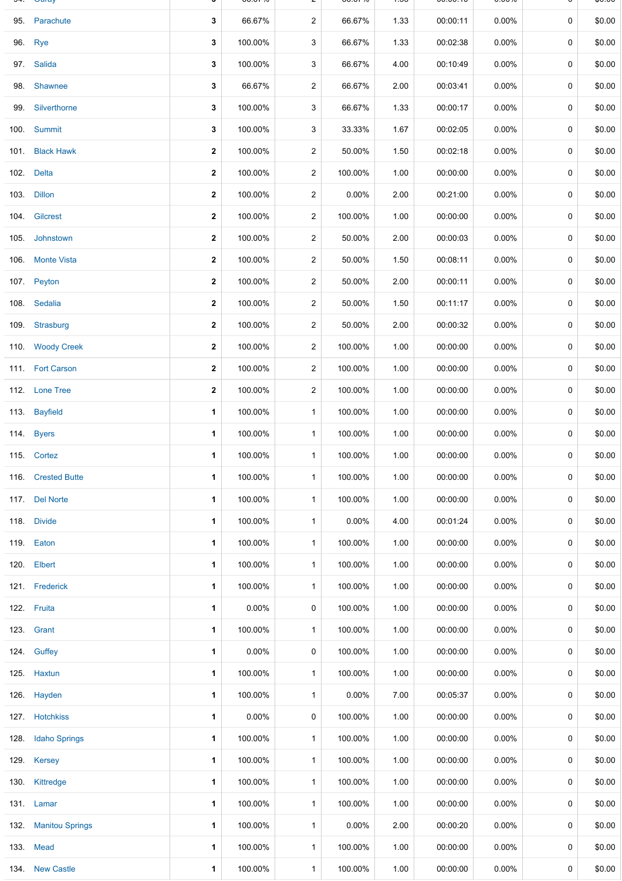| | | | | | | | | | | |
|---|---|---|---|---|---|---|---|---|---|---|
| 95. | Parachute | **3** | 66.67% | 2 | 66.67% | 1.33 | 00:00:11 | 0.00% | 0 | $0.00 |
| 96. | Rye | **3** | 100.00% | 3 | 66.67% | 1.33 | 00:02:38 | 0.00% | 0 | $0.00 |
| 97. | Salida | **3** | 100.00% | 3 | 66.67% | 4.00 | 00:10:49 | 0.00% | 0 | $0.00 |
| 98. | Shawnee | **3** | 66.67% | 2 | 66.67% | 2.00 | 00:03:41 | 0.00% | 0 | $0.00 |
| 99. | Silverthorne | **3** | 100.00% | 3 | 66.67% | 1.33 | 00:00:17 | 0.00% | 0 | $0.00 |
| 100. | Summit | **3** | 100.00% | 3 | 33.33% | 1.67 | 00:02:05 | 0.00% | 0 | $0.00 |
| 101. | Black Hawk | **2** | 100.00% | 2 | 50.00% | 1.50 | 00:02:18 | 0.00% | 0 | $0.00 |
| 102. | Delta | **2** | 100.00% | 2 | 100.00% | 1.00 | 00:00:00 | 0.00% | 0 | $0.00 |
| 103. | Dillon | **2** | 100.00% | 2 | 0.00% | 2.00 | 00:21:00 | 0.00% | 0 | $0.00 |
| 104. | Gilcrest | **2** | 100.00% | 2 | 100.00% | 1.00 | 00:00:00 | 0.00% | 0 | $0.00 |
| 105. | Johnstown | **2** | 100.00% | 2 | 50.00% | 2.00 | 00:00:03 | 0.00% | 0 | $0.00 |
| 106. | Monte Vista | **2** | 100.00% | 2 | 50.00% | 1.50 | 00:08:11 | 0.00% | 0 | $0.00 |
| 107. | Peyton | **2** | 100.00% | 2 | 50.00% | 2.00 | 00:00:11 | 0.00% | 0 | $0.00 |
| 108. | Sedalia | **2** | 100.00% | 2 | 50.00% | 1.50 | 00:11:17 | 0.00% | 0 | $0.00 |
| 109. | Strasburg | **2** | 100.00% | 2 | 50.00% | 2.00 | 00:00:32 | 0.00% | 0 | $0.00 |
| 110. | Woody Creek | **2** | 100.00% | 2 | 100.00% | 1.00 | 00:00:00 | 0.00% | 0 | $0.00 |
| 111. | Fort Carson | **2** | 100.00% | 2 | 100.00% | 1.00 | 00:00:00 | 0.00% | 0 | $0.00 |
| 112. | Lone Tree | **2** | 100.00% | 2 | 100.00% | 1.00 | 00:00:00 | 0.00% | 0 | $0.00 |
| 113. | Bayfield | **1** | 100.00% | 1 | 100.00% | 1.00 | 00:00:00 | 0.00% | 0 | $0.00 |
| 114. | Byers | **1** | 100.00% | 1 | 100.00% | 1.00 | 00:00:00 | 0.00% | 0 | $0.00 |
| 115. | Cortez | **1** | 100.00% | 1 | 100.00% | 1.00 | 00:00:00 | 0.00% | 0 | $0.00 |
| 116. | Crested Butte | **1** | 100.00% | 1 | 100.00% | 1.00 | 00:00:00 | 0.00% | 0 | $0.00 |
| 117. | Del Norte | **1** | 100.00% | 1 | 100.00% | 1.00 | 00:00:00 | 0.00% | 0 | $0.00 |
| 118. | Divide | **1** | 100.00% | 1 | 0.00% | 4.00 | 00:01:24 | 0.00% | 0 | $0.00 |
| 119. | Eaton | **1** | 100.00% | 1 | 100.00% | 1.00 | 00:00:00 | 0.00% | 0 | $0.00 |
| 120. | Elbert | **1** | 100.00% | 1 | 100.00% | 1.00 | 00:00:00 | 0.00% | 0 | $0.00 |
| 121. | Frederick | **1** | 100.00% | 1 | 100.00% | 1.00 | 00:00:00 | 0.00% | 0 | $0.00 |
| 122. | Fruita | **1** | 0.00% | 0 | 100.00% | 1.00 | 00:00:00 | 0.00% | 0 | $0.00 |
| 123. | Grant | **1** | 100.00% | 1 | 100.00% | 1.00 | 00:00:00 | 0.00% | 0 | $0.00 |
| 124. | Guffey | **1** | 0.00% | 0 | 100.00% | 1.00 | 00:00:00 | 0.00% | 0 | $0.00 |
| 125. | Haxtun | **1** | 100.00% | 1 | 100.00% | 1.00 | 00:00:00 | 0.00% | 0 | $0.00 |
| 126. | Hayden | **1** | 100.00% | 1 | 0.00% | 7.00 | 00:05:37 | 0.00% | 0 | $0.00 |
| 127. | Hotchkiss | **1** | 0.00% | 0 | 100.00% | 1.00 | 00:00:00 | 0.00% | 0 | $0.00 |
| 128. | Idaho Springs | **1** | 100.00% | 1 | 100.00% | 1.00 | 00:00:00 | 0.00% | 0 | $0.00 |
| 129. | Kersey | **1** | 100.00% | 1 | 100.00% | 1.00 | 00:00:00 | 0.00% | 0 | $0.00 |
| 130. | Kittredge | **1** | 100.00% | 1 | 100.00% | 1.00 | 00:00:00 | 0.00% | 0 | $0.00 |
| 131. | Lamar | **1** | 100.00% | 1 | 100.00% | 1.00 | 00:00:00 | 0.00% | 0 | $0.00 |
| 132. | Manitou Springs | **1** | 100.00% | 1 | 0.00% | 2.00 | 00:00:20 | 0.00% | 0 | $0.00 |
| 133. | Mead | **1** | 100.00% | 1 | 100.00% | 1.00 | 00:00:00 | 0.00% | 0 | $0.00 |
| 134. | New Castle | **1** | 100.00% | 1 | 100.00% | 1.00 | 00:00:00 | 0.00% | 0 | $0.00 |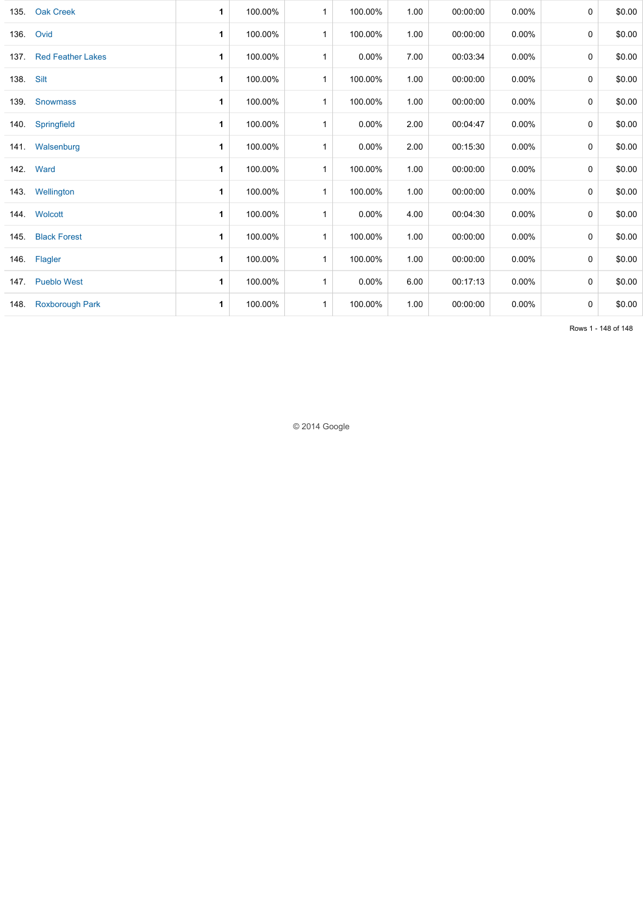| | | | | | | | | | | |
|---|---|---|---|---|---|---|---|---|---|---|
| 135. | Oak Creek | **1** | 100.00% | 1 | 100.00% | 1.00 | 00:00:00 | 0.00% | 0 | $0.00 |
| 136. | Ovid | **1** | 100.00% | 1 | 100.00% | 1.00 | 00:00:00 | 0.00% | 0 | $0.00 |
| 137. | Red Feather Lakes | **1** | 100.00% | 1 | 0.00% | 7.00 | 00:03:34 | 0.00% | 0 | $0.00 |
| 138. | Silt | **1** | 100.00% | 1 | 100.00% | 1.00 | 00:00:00 | 0.00% | 0 | $0.00 |
| 139. | Snowmass | **1** | 100.00% | 1 | 100.00% | 1.00 | 00:00:00 | 0.00% | 0 | $0.00 |
| 140. | Springfield | **1** | 100.00% | 1 | 0.00% | 2.00 | 00:04:47 | 0.00% | 0 | $0.00 |
| 141. | Walsenburg | **1** | 100.00% | 1 | 0.00% | 2.00 | 00:15:30 | 0.00% | 0 | $0.00 |
| 142. | Ward | **1** | 100.00% | 1 | 100.00% | 1.00 | 00:00:00 | 0.00% | 0 | $0.00 |
| 143. | Wellington | **1** | 100.00% | 1 | 100.00% | 1.00 | 00:00:00 | 0.00% | 0 | $0.00 |
| 144. | Wolcott | **1** | 100.00% | 1 | 0.00% | 4.00 | 00:04:30 | 0.00% | 0 | $0.00 |
| 145. | Black Forest | **1** | 100.00% | 1 | 100.00% | 1.00 | 00:00:00 | 0.00% | 0 | $0.00 |
| 146. | Flagler | **1** | 100.00% | 1 | 100.00% | 1.00 | 00:00:00 | 0.00% | 0 | $0.00 |
| 147. | Pueblo West | **1** | 100.00% | 1 | 0.00% | 6.00 | 00:17:13 | 0.00% | 0 | $0.00 |
| 148. | Roxborough Park | **1** | 100.00% | 1 | 100.00% | 1.00 | 00:00:00 | 0.00% | 0 | $0.00 |

Rows 1 - 148 of 148

© 2014 Google